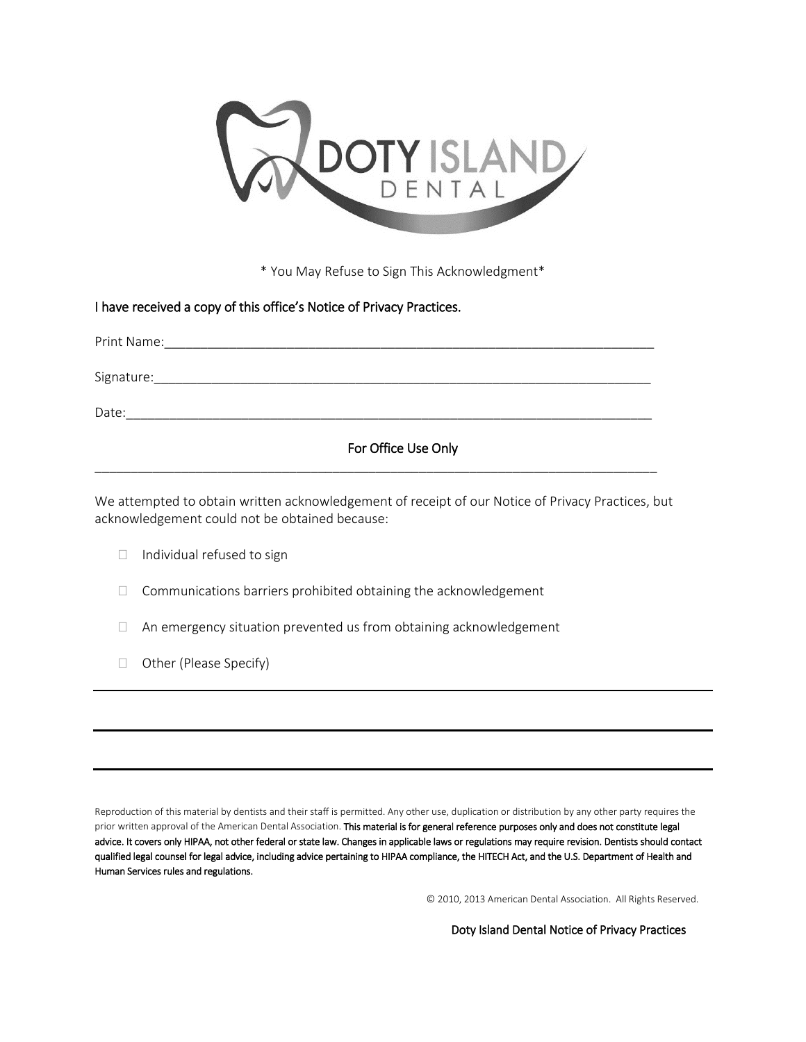DOTY ISLAND DENTAL

\* You May Refuse to Sign This Acknowledgment\*

I have received a copy of this office's Notice of Privacy Practices.

Print Name:\_\_\_\_\_\_\_\_\_\_\_\_\_\_\_\_\_\_\_\_\_\_\_\_\_\_\_\_\_\_\_\_\_\_\_\_\_\_\_\_\_\_\_\_\_\_\_\_\_\_\_\_\_\_\_\_\_\_\_\_

Signature:\_\_\_\_\_\_\_\_\_\_\_\_\_\_\_\_\_\_\_\_\_\_\_\_\_\_\_\_\_\_\_\_\_\_\_\_\_\_\_\_\_\_\_\_\_\_\_\_\_\_\_\_\_\_\_\_\_\_\_\_\_

Date:\_\_\_\_\_\_\_\_\_\_\_\_\_\_\_\_\_\_\_\_\_\_\_\_\_\_\_\_\_\_\_\_\_\_\_\_\_\_\_\_\_\_\_\_\_\_\_\_\_\_\_\_\_\_\_\_\_\_\_\_\_\_\_\_

## For Office Use Only

---

We attempted to obtain written acknowledgement of receipt of our Notice of Privacy Practices, but acknowledgement could not be obtained because:

- ☐ Individual refused to sign
- ☐ Communications barriers prohibited obtaining the acknowledgement
- ☐ An emergency situation prevented us from obtaining acknowledgement
- ☐ Other (Please Specify)

---

---

---

Reproduction of this material by dentists and their staff is permitted. Any other use, duplication or distribution by any other party requires the prior written approval of the American Dental Association. **This material is for general reference purposes only and does not constitute legal advice. It covers only HIPAA, not other federal or state law. Changes in applicable laws or regulations may require revision. Dentists should contact qualified legal counsel for legal advice, including advice pertaining to HIPAA compliance, the HITECH Act, and the U.S. Department of Health and Human Services rules and regulations.**

© 2010, 2013 American Dental Association. All Rights Reserved.

Doty Island Dental Notice of Privacy Practices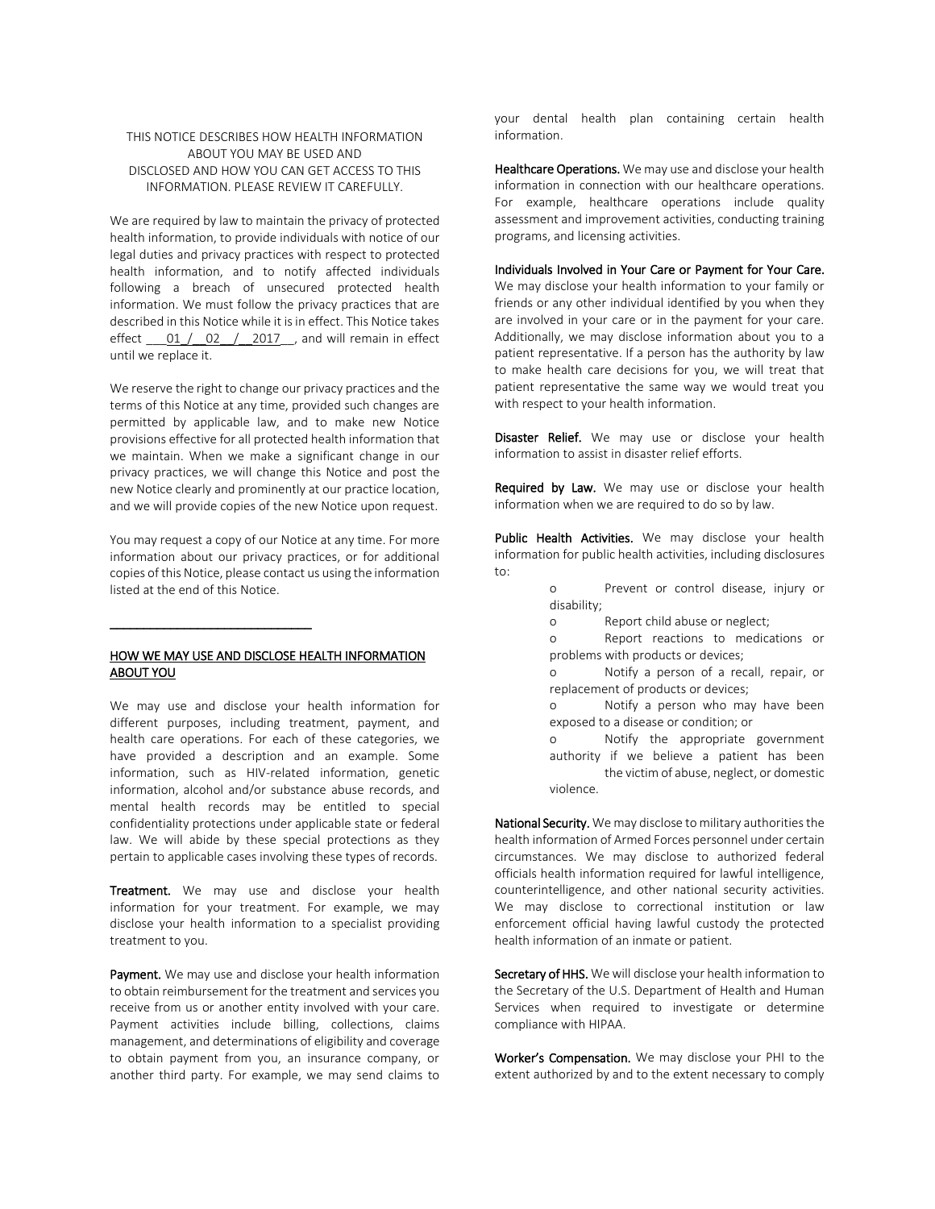THIS NOTICE DESCRIBES HOW HEALTH INFORMATION ABOUT YOU MAY BE USED AND DISCLOSED AND HOW YOU CAN GET ACCESS TO THIS INFORMATION. PLEASE REVIEW IT CAREFULLY.

We are required by law to maintain the privacy of protected health information, to provide individuals with notice of our legal duties and privacy practices with respect to protected health information, and to notify affected individuals following a breach of unsecured protected health information. We must follow the privacy practices that are described in this Notice while it is in effect. This Notice takes effect ___01_/__02__/__2017__, and will remain in effect until we replace it.

We reserve the right to change our privacy practices and the terms of this Notice at any time, provided such changes are permitted by applicable law, and to make new Notice provisions effective for all protected health information that we maintain. When we make a significant change in our privacy practices, we will change this Notice and post the new Notice clearly and prominently at our practice location, and we will provide copies of the new Notice upon request.

You may request a copy of our Notice at any time. For more information about our privacy practices, or for additional copies of this Notice, please contact us using the information listed at the end of this Notice.

---

## HOW WE MAY USE AND DISCLOSE HEALTH INFORMATION ABOUT YOU

We may use and disclose your health information for different purposes, including treatment, payment, and health care operations. For each of these categories, we have provided a description and an example. Some information, such as HIV-related information, genetic information, alcohol and/or substance abuse records, and mental health records may be entitled to special confidentiality protections under applicable state or federal law. We will abide by these special protections as they pertain to applicable cases involving these types of records.

**Treatment.** We may use and disclose your health information for your treatment. For example, we may disclose your health information to a specialist providing treatment to you.

**Payment.** We may use and disclose your health information to obtain reimbursement for the treatment and services you receive from us or another entity involved with your care. Payment activities include billing, collections, claims management, and determinations of eligibility and coverage to obtain payment from you, an insurance company, or another third party. For example, we may send claims to your dental health plan containing certain health information.

**Healthcare Operations.** We may use and disclose your health information in connection with our healthcare operations. For example, healthcare operations include quality assessment and improvement activities, conducting training programs, and licensing activities.

**Individuals Involved in Your Care or Payment for Your Care.** We may disclose your health information to your family or friends or any other individual identified by you when they are involved in your care or in the payment for your care. Additionally, we may disclose information about you to a patient representative. If a person has the authority by law to make health care decisions for you, we will treat that patient representative the same way we would treat you with respect to your health information.

**Disaster Relief.** We may use or disclose your health information to assist in disaster relief efforts.

**Required by Law.** We may use or disclose your health information when we are required to do so by law.

**Public Health Activities.** We may disclose your health information for public health activities, including disclosures to:

- o Prevent or control disease, injury or disability;
- o Report child abuse or neglect;
- o Report reactions to medications or problems with products or devices;
- o Notify a person of a recall, repair, or replacement of products or devices;
- o Notify a person who may have been exposed to a disease or condition; or
- o Notify the appropriate government authority if we believe a patient has been the victim of abuse, neglect, or domestic violence.

**National Security.** We may disclose to military authorities the health information of Armed Forces personnel under certain circumstances. We may disclose to authorized federal officials health information required for lawful intelligence, counterintelligence, and other national security activities. We may disclose to correctional institution or law enforcement official having lawful custody the protected health information of an inmate or patient.

**Secretary of HHS.** We will disclose your health information to the Secretary of the U.S. Department of Health and Human Services when required to investigate or determine compliance with HIPAA.

**Worker's Compensation.** We may disclose your PHI to the extent authorized by and to the extent necessary to comply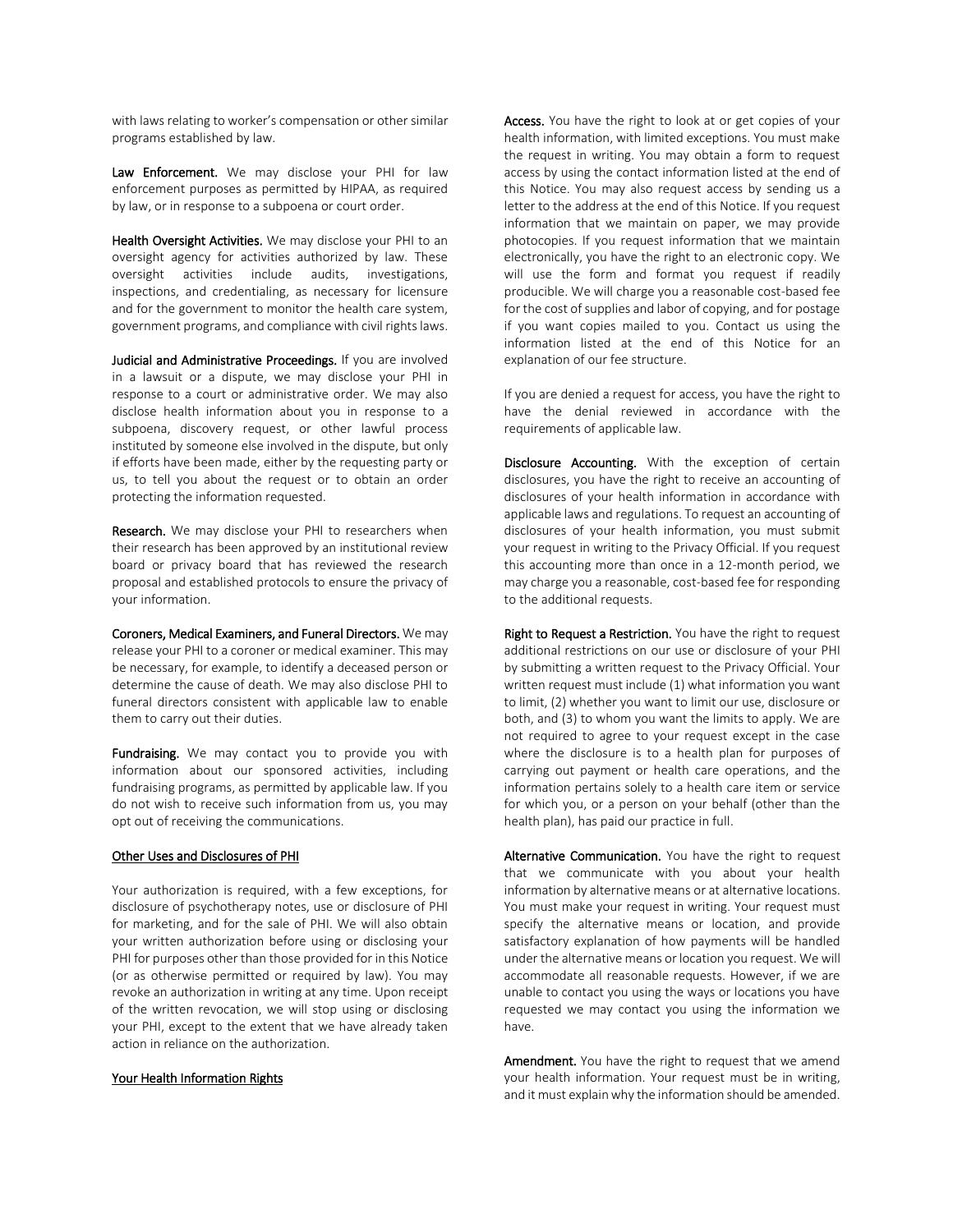with laws relating to worker's compensation or other similar programs established by law.

**Law Enforcement.** We may disclose your PHI for law enforcement purposes as permitted by HIPAA, as required by law, or in response to a subpoena or court order.

**Health Oversight Activities.** We may disclose your PHI to an oversight agency for activities authorized by law. These oversight activities include audits, investigations, inspections, and credentialing, as necessary for licensure and for the government to monitor the health care system, government programs, and compliance with civil rights laws.

**Judicial and Administrative Proceedings.** If you are involved in a lawsuit or a dispute, we may disclose your PHI in response to a court or administrative order. We may also disclose health information about you in response to a subpoena, discovery request, or other lawful process instituted by someone else involved in the dispute, but only if efforts have been made, either by the requesting party or us, to tell you about the request or to obtain an order protecting the information requested.

**Research.** We may disclose your PHI to researchers when their research has been approved by an institutional review board or privacy board that has reviewed the research proposal and established protocols to ensure the privacy of your information.

**Coroners, Medical Examiners, and Funeral Directors.** We may release your PHI to a coroner or medical examiner. This may be necessary, for example, to identify a deceased person or determine the cause of death. We may also disclose PHI to funeral directors consistent with applicable law to enable them to carry out their duties.

**Fundraising.** We may contact you to provide you with information about our sponsored activities, including fundraising programs, as permitted by applicable law. If you do not wish to receive such information from us, you may opt out of receiving the communications.

<u>Other Uses and Disclosures of PHI</u>

Your authorization is required, with a few exceptions, for disclosure of psychotherapy notes, use or disclosure of PHI for marketing, and for the sale of PHI. We will also obtain your written authorization before using or disclosing your PHI for purposes other than those provided for in this Notice (or as otherwise permitted or required by law). You may revoke an authorization in writing at any time. Upon receipt of the written revocation, we will stop using or disclosing your PHI, except to the extent that we have already taken action in reliance on the authorization.

<u>Your Health Information Rights</u>

**Access.** You have the right to look at or get copies of your health information, with limited exceptions. You must make the request in writing. You may obtain a form to request access by using the contact information listed at the end of this Notice. You may also request access by sending us a letter to the address at the end of this Notice. If you request information that we maintain on paper, we may provide photocopies. If you request information that we maintain electronically, you have the right to an electronic copy. We will use the form and format you request if readily producible. We will charge you a reasonable cost-based fee for the cost of supplies and labor of copying, and for postage if you want copies mailed to you. Contact us using the information listed at the end of this Notice for an explanation of our fee structure.

If you are denied a request for access, you have the right to have the denial reviewed in accordance with the requirements of applicable law.

**Disclosure Accounting.** With the exception of certain disclosures, you have the right to receive an accounting of disclosures of your health information in accordance with applicable laws and regulations. To request an accounting of disclosures of your health information, you must submit your request in writing to the Privacy Official. If you request this accounting more than once in a 12-month period, we may charge you a reasonable, cost-based fee for responding to the additional requests.

**Right to Request a Restriction.** You have the right to request additional restrictions on our use or disclosure of your PHI by submitting a written request to the Privacy Official. Your written request must include (1) what information you want to limit, (2) whether you want to limit our use, disclosure or both, and (3) to whom you want the limits to apply. We are not required to agree to your request except in the case where the disclosure is to a health plan for purposes of carrying out payment or health care operations, and the information pertains solely to a health care item or service for which you, or a person on your behalf (other than the health plan), has paid our practice in full.

**Alternative Communication.** You have the right to request that we communicate with you about your health information by alternative means or at alternative locations. You must make your request in writing. Your request must specify the alternative means or location, and provide satisfactory explanation of how payments will be handled under the alternative means or location you request. We will accommodate all reasonable requests. However, if we are unable to contact you using the ways or locations you have requested we may contact you using the information we have.

**Amendment.** You have the right to request that we amend your health information. Your request must be in writing, and it must explain why the information should be amended.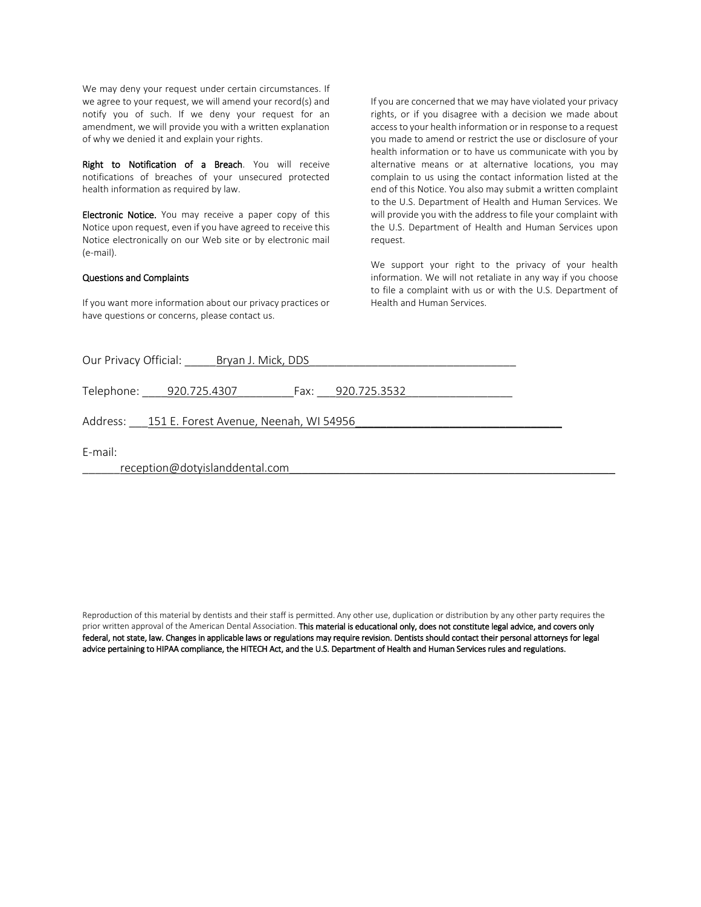We may deny your request under certain circumstances. If we agree to your request, we will amend your record(s) and notify you of such. If we deny your request for an amendment, we will provide you with a written explanation of why we denied it and explain your rights.

**Right to Notification of a Breach**. You will receive notifications of breaches of your unsecured protected health information as required by law.

**Electronic Notice.** You may receive a paper copy of this Notice upon request, even if you have agreed to receive this Notice electronically on our Web site or by electronic mail (e-mail).

**Questions and Complaints**

If you want more information about our privacy practices or have questions or concerns, please contact us.

If you are concerned that we may have violated your privacy rights, or if you disagree with a decision we made about access to your health information or in response to a request you made to amend or restrict the use or disclosure of your health information or to have us communicate with you by alternative means or at alternative locations, you may complain to us using the contact information listed at the end of this Notice. You also may submit a written complaint to the U.S. Department of Health and Human Services. We will provide you with the address to file your complaint with the U.S. Department of Health and Human Services upon request.

We support your right to the privacy of your health information. We will not retaliate in any way if you choose to file a complaint with us or with the U.S. Department of Health and Human Services.

Our Privacy Official: Bryan J. Mick, DDS

Telephone: 920.725.4307 Fax: 920.725.3532

Address: 151 E. Forest Avenue, Neenah, WI 54956

E-mail: reception@dotyislanddental.com

Reproduction of this material by dentists and their staff is permitted. Any other use, duplication or distribution by any other party requires the prior written approval of the American Dental Association. **This material is educational only, does not constitute legal advice, and covers only federal, not state, law. Changes in applicable laws or regulations may require revision. Dentists should contact their personal attorneys for legal advice pertaining to HIPAA compliance, the HITECH Act, and the U.S. Department of Health and Human Services rules and regulations.**